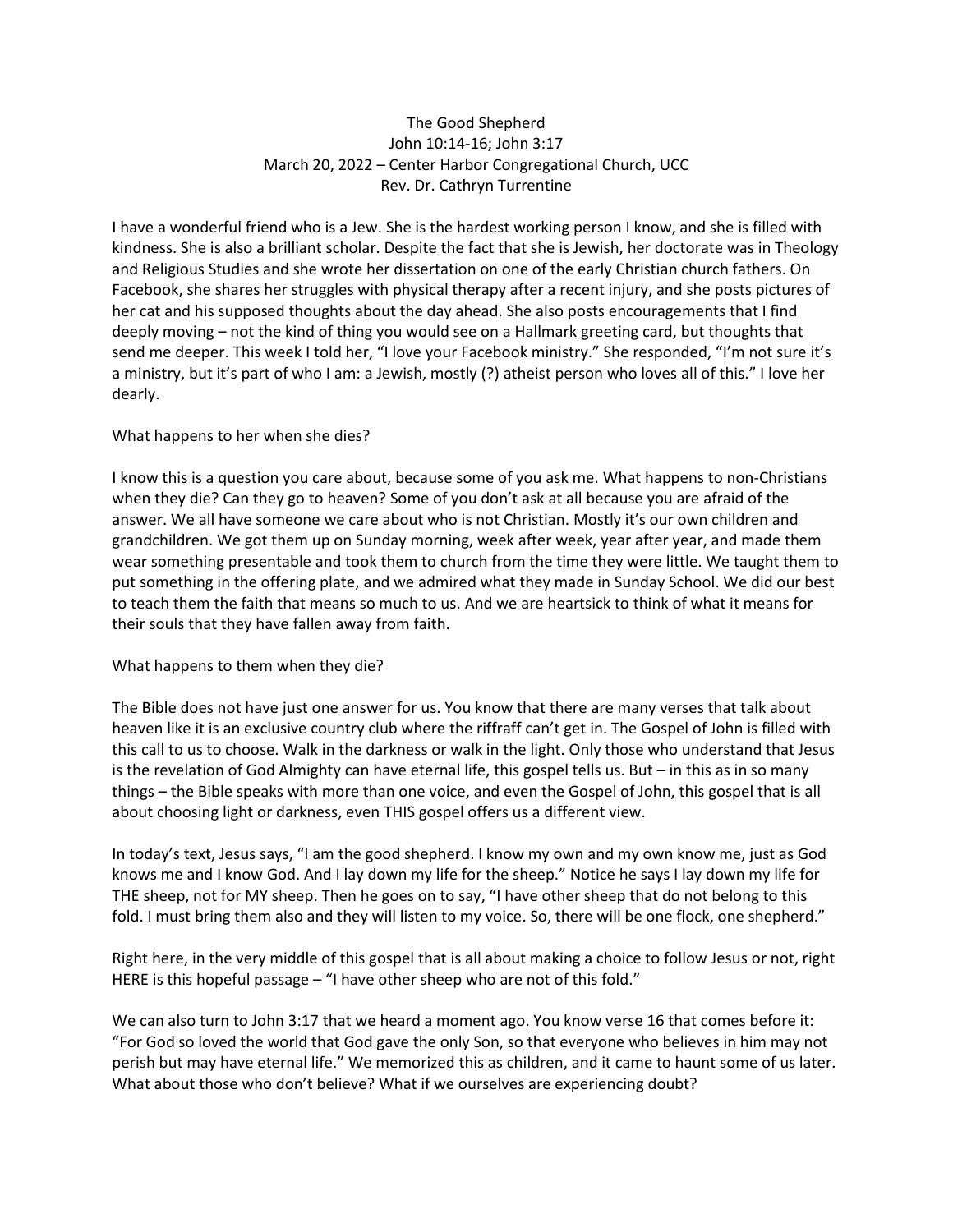# The Good Shepherd

John 10:14-16; John 3:17

March 20, 2022 – Center Harbor Congregational Church, UCC

Rev. Dr. Cathryn Turrentine

I have a wonderful friend who is a Jew. She is the hardest working person I know, and she is filled with kindness. She is also a brilliant scholar. Despite the fact that she is Jewish, her doctorate was in Theology and Religious Studies and she wrote her dissertation on one of the early Christian church fathers. On Facebook, she shares her struggles with physical therapy after a recent injury, and she posts pictures of her cat and his supposed thoughts about the day ahead. She also posts encouragements that I find deeply moving – not the kind of thing you would see on a Hallmark greeting card, but thoughts that send me deeper. This week I told her, "I love your Facebook ministry." She responded, "I'm not sure it's a ministry, but it's part of who I am: a Jewish, mostly (?) atheist person who loves all of this." I love her dearly.

What happens to her when she dies?

I know this is a question you care about, because some of you ask me. What happens to non-Christians when they die? Can they go to heaven? Some of you don't ask at all because you are afraid of the answer. We all have someone we care about who is not Christian. Mostly it's our own children and grandchildren. We got them up on Sunday morning, week after week, year after year, and made them wear something presentable and took them to church from the time they were little. We taught them to put something in the offering plate, and we admired what they made in Sunday School. We did our best to teach them the faith that means so much to us. And we are heartsick to think of what it means for their souls that they have fallen away from faith.

What happens to them when they die?

The Bible does not have just one answer for us. You know that there are many verses that talk about heaven like it is an exclusive country club where the riffraff can't get in. The Gospel of John is filled with this call to us to choose. Walk in the darkness or walk in the light. Only those who understand that Jesus is the revelation of God Almighty can have eternal life, this gospel tells us. But – in this as in so many things – the Bible speaks with more than one voice, and even the Gospel of John, this gospel that is all about choosing light or darkness, even THIS gospel offers us a different view.

In today's text, Jesus says, "I am the good shepherd. I know my own and my own know me, just as God knows me and I know God. And I lay down my life for the sheep." Notice he says I lay down my life for THE sheep, not for MY sheep. Then he goes on to say, "I have other sheep that do not belong to this fold. I must bring them also and they will listen to my voice. So, there will be one flock, one shepherd."

Right here, in the very middle of this gospel that is all about making a choice to follow Jesus or not, right HERE is this hopeful passage – "I have other sheep who are not of this fold."

We can also turn to John 3:17 that we heard a moment ago. You know verse 16 that comes before it: "For God so loved the world that God gave the only Son, so that everyone who believes in him may not perish but may have eternal life." We memorized this as children, and it came to haunt some of us later. What about those who don't believe? What if we ourselves are experiencing doubt?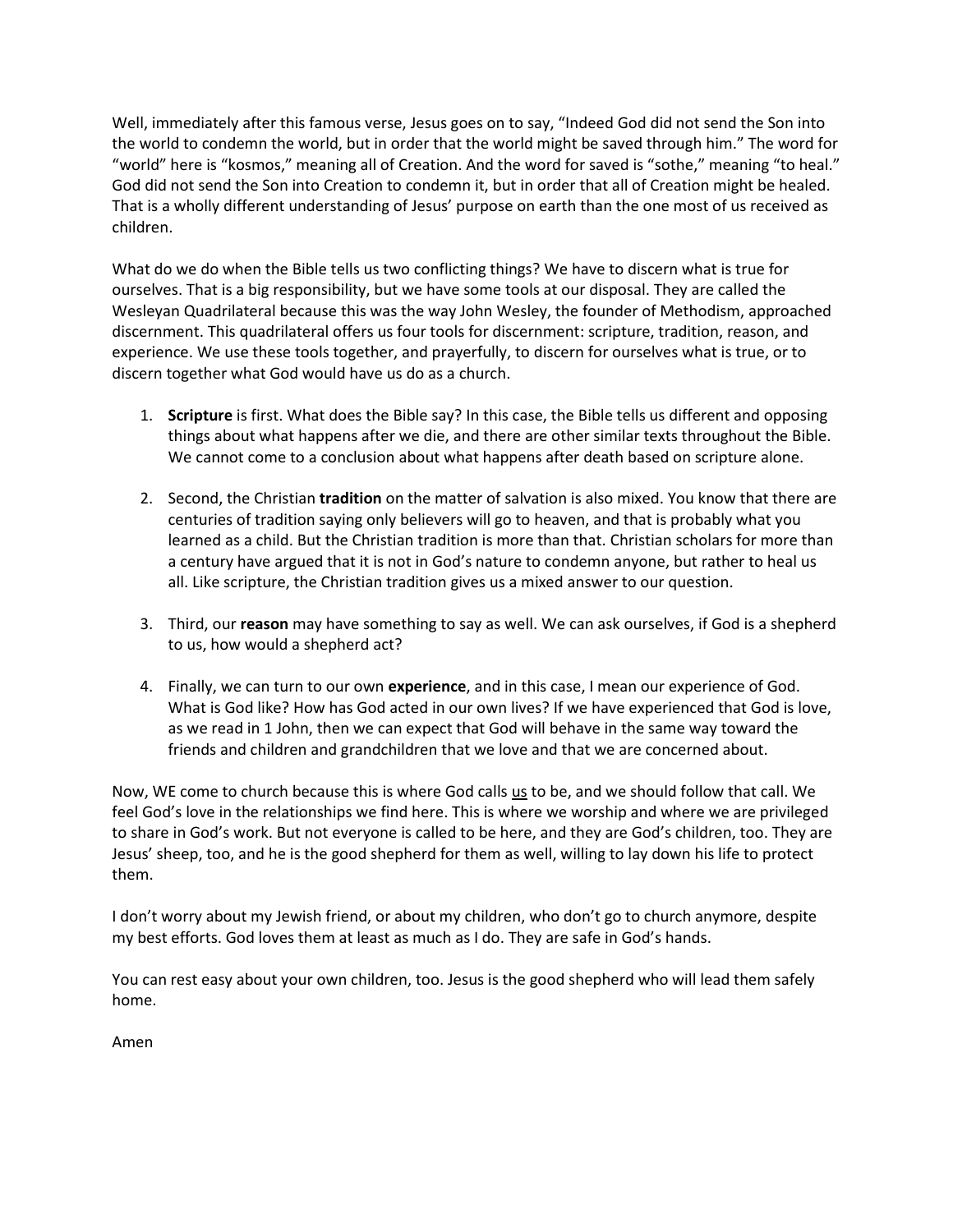Well, immediately after this famous verse, Jesus goes on to say, "Indeed God did not send the Son into the world to condemn the world, but in order that the world might be saved through him." The word for "world" here is "kosmos," meaning all of Creation. And the word for saved is "sothe," meaning "to heal." God did not send the Son into Creation to condemn it, but in order that all of Creation might be healed. That is a wholly different understanding of Jesus' purpose on earth than the one most of us received as children.

What do we do when the Bible tells us two conflicting things? We have to discern what is true for ourselves. That is a big responsibility, but we have some tools at our disposal. They are called the Wesleyan Quadrilateral because this was the way John Wesley, the founder of Methodism, approached discernment. This quadrilateral offers us four tools for discernment: scripture, tradition, reason, and experience. We use these tools together, and prayerfully, to discern for ourselves what is true, or to discern together what God would have us do as a church.

1. **Scripture** is first. What does the Bible say? In this case, the Bible tells us different and opposing things about what happens after we die, and there are other similar texts throughout the Bible. We cannot come to a conclusion about what happens after death based on scripture alone.

2. Second, the Christian **tradition** on the matter of salvation is also mixed. You know that there are centuries of tradition saying only believers will go to heaven, and that is probably what you learned as a child. But the Christian tradition is more than that. Christian scholars for more than a century have argued that it is not in God's nature to condemn anyone, but rather to heal us all. Like scripture, the Christian tradition gives us a mixed answer to our question.

3. Third, our **reason** may have something to say as well. We can ask ourselves, if God is a shepherd to us, how would a shepherd act?

4. Finally, we can turn to our own **experience**, and in this case, I mean our experience of God. What is God like? How has God acted in our own lives? If we have experienced that God is love, as we read in 1 John, then we can expect that God will behave in the same way toward the friends and children and grandchildren that we love and that we are concerned about.

Now, WE come to church because this is where God calls <u>us</u> to be, and we should follow that call. We feel God's love in the relationships we find here. This is where we worship and where we are privileged to share in God's work. But not everyone is called to be here, and they are God's children, too. They are Jesus' sheep, too, and he is the good shepherd for them as well, willing to lay down his life to protect them.

I don't worry about my Jewish friend, or about my children, who don't go to church anymore, despite my best efforts. God loves them at least as much as I do. They are safe in God's hands.

You can rest easy about your own children, too. Jesus is the good shepherd who will lead them safely home.

Amen